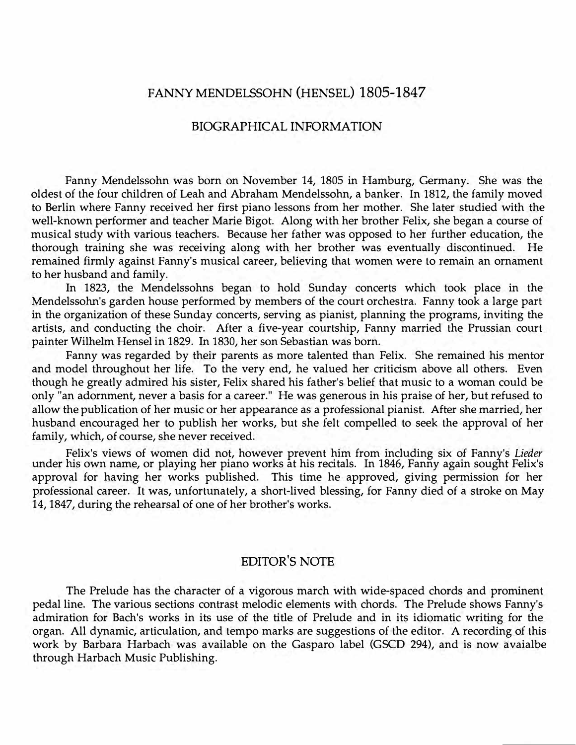# FANNY MENDELSSOHN (HENSEL) 1805-1847

## BIOGRAPHICAL INFORMATION

Fanny Mendelssohn was born on November 14, 1805 in Hamburg, Germany. She was the oldest of the four children of Leah and Abraham Mendelssohn, a banker. In 1812, the family moved to Berlin where Fanny received her first piano lessons from her mother. She later studied with the well-known performer and teacher Marie Bigot. Along with her brother Felix, she began a course of musical study with various teachers. Because her father was opposed to her further education, the thorough training she was receiving along with her brother was eventually discontinued. He remained firmly against Fanny's musical career, believing that women were to remain an ornament to her husband and family.

In 1823, the Mendelssohns began to hold Sunday concerts which took place in the Mendelssohn's garden house performed by members of the court orchestra. Fanny took a large part in the organization of these Sunday concerts, serving as pianist, planning the programs, inviting the artists, and conducting the choir. After a five-year courtship, Fanny married the Prussian court painter Wilhelm Hensel in 1829. In 1830, her son Sebastian was born.

Fanny was regarded by their parents as more talented than Felix. She remained his mentor and model throughout her life. To the very end, he valued her criticism above all others. Even though he greatly admired his sister, Felix shared his father's belief that music to a woman could be only "an adornment, never a basis for a career." He was generous in his praise of her, but refused to allow the publication of her music or her appearance as a professional pianist. After she married, her husband encouraged her to publish her works, but she felt compelled to seek the approval of her family, which, of course, she never received.

Felix's views of women did not, however prevent him from including six of Fanny's *Lieder* under his own name, or playing her piano works at his recitals. In 1846, Fanny again sought Felix's approval for having her works published. This time he approved, giving permission for her professional career. It was, unfortunately, a short-lived blessing, for Fanny died of a stroke on May 14, 1847, during the rehearsal of one of her brother's works.

## EDITOR'S NOTE

The Prelude has the character of a vigorous march with wide-spaced chords and prominent pedal line. The various sections contrast melodic elements with chords. The Prelude shows Fanny's admiration for Bach's works in its use of the title of Prelude and in its idiomatic writing for the organ. All dynamic, articulation, and tempo marks are suggestions of the editor. A recording of this work by Barbara Harbach was available on the Gasparo label (GSCD 294), and is now avaialbe through Harbach Music Publishing.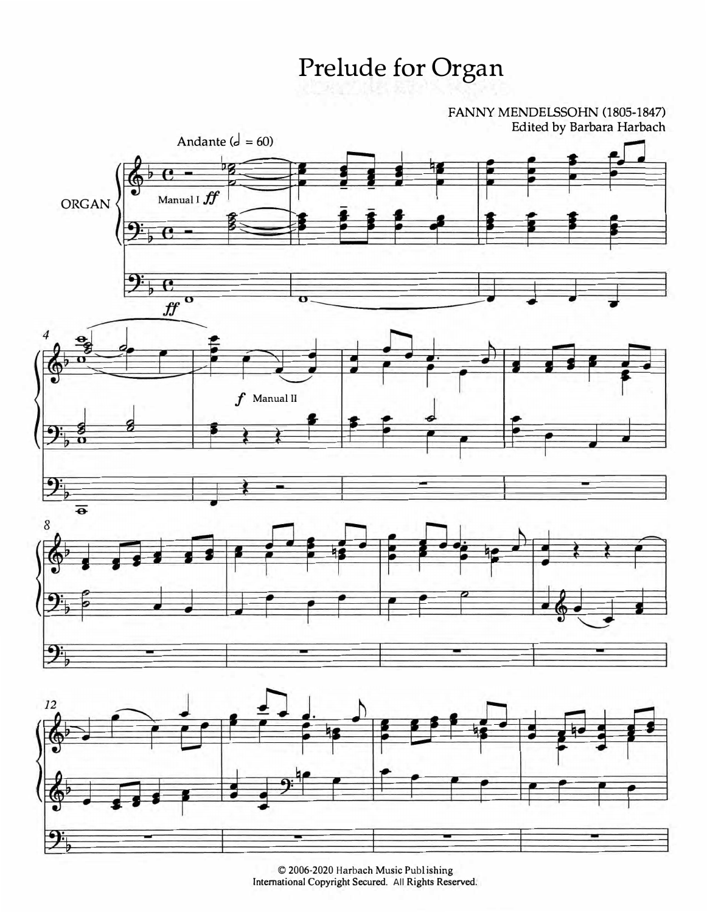# Prelude for Organ

FANNY MENDELSSOHN (1805-1847)
Edited by Barbara Harbach

Andante (𝅗𝅥 = 60)

ORGAN

Manual I *ff*

*ff*

*f* Manual II

© 2006-2020 Harbach Music Publishing
International Copyright Secured. All Rights Reserved.